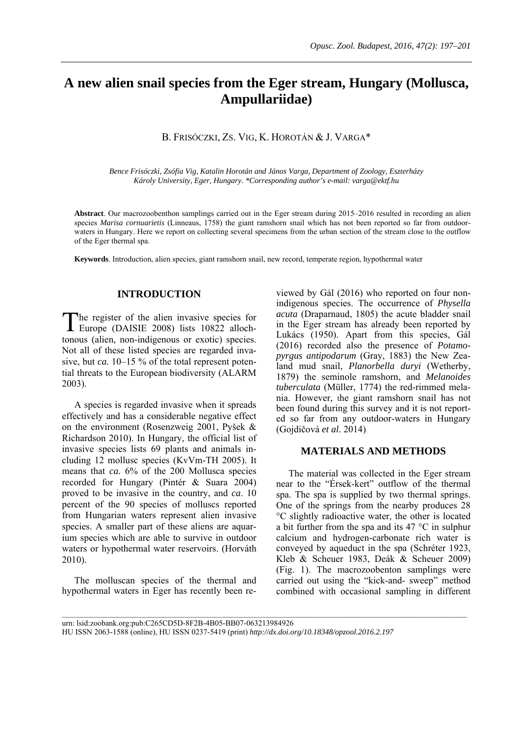# A new alien snail species from the Eger stream, Hungary (Mollusca, Ampullariidae)

B. Frisóczki, Zs. Vig, K. Horotán & J. Varga*

*Bence Frisóczki, Zsófia Vig, Katalin Horotán and János Varga, Department of Zoology, Eszterházy Károly University, Eger, Hungary. \*Corresponding author's e-mail: varga@ektf.hu*

**Abstract**. Our macrozoobenthon samplings carried out in the Eger stream during 2015–2016 resulted in recording an alien species *Marisa cornuarietis* (Linneaus, 1758) the giant ramshorn snail which has not been reported so far from outdoor-waters in Hungary. Here we report on collecting several specimens from the urban section of the stream close to the outflow of the Eger thermal spa.

**Keywords**. Introduction, alien species, giant ramshorn snail, new record, temperate region, hypothermal water

## INTRODUCTION

The register of the alien invasive species for Europe (DAISIE 2008) lists 10822 allochtonous (alien, non-indigenous or exotic) species. Not all of these listed species are regarded invasive, but *ca.* 10–15 % of the total represent potential threats to the European biodiversity (ALARM 2003).

A species is regarded invasive when it spreads effectively and has a considerable negative effect on the environment (Rosenzweig 2001, Pyšek & Richardson 2010). In Hungary, the official list of invasive species lists 69 plants and animals including 12 mollusc species (KvVm-TH 2005). It means that *ca.* 6% of the 200 Mollusca species recorded for Hungary (Pintér & Suara 2004) proved to be invasive in the country, and *ca*. 10 percent of the 90 species of molluscs reported from Hungarian waters represent alien invasive species. A smaller part of these aliens are aquarium species which are able to survive in outdoor waters or hypothermal water reservoirs. (Horváth 2010).

The molluscan species of the thermal and hypothermal waters in Eger has recently been reviewed by Gál (2016) who reported on four non-indigenous species. The occurrence of *Physella acuta* (Draparnaud, 1805) the acute bladder snail in the Eger stream has already been reported by Lukács (1950). Apart from this species, Gál (2016) recorded also the presence of *Potamopyrgus antipodarum* (Gray, 1883) the New Zealand mud snail, *Planorbella duryi* (Wetherby, 1879) the seminole ramshorn, and *Melanoides tuberculata* (Müller, 1774) the red-rimmed melania. However, the giant ramshorn snail has not been found during this survey and it is not reported so far from any outdoor-waters in Hungary (Gojdičová *et al.* 2014)

## MATERIALS AND METHODS

The material was collected in the Eger stream near to the "Érsek-kert" outflow of the thermal spa. The spa is supplied by two thermal springs. One of the springs from the nearby produces 28 °C slightly radioactive water, the other is located a bit further from the spa and its 47 °C in sulphur calcium and hydrogen-carbonate rich water is conveyed by aqueduct in the spa (Schréter 1923, Kleb & Scheuer 1983, Deák & Scheuer 2009) (Fig. 1). The macrozoobenton samplings were carried out using the "kick-and- sweep" method combined with occasional sampling in different

urn: lsid:zoobank.org:pub:C265CD5D-8F2B-4B05-BB07-063213984926
HU ISSN 2063-1588 (online), HU ISSN 0237-5419 (print) *http://dx.doi.org/10.18348/opzool.2016.2.197*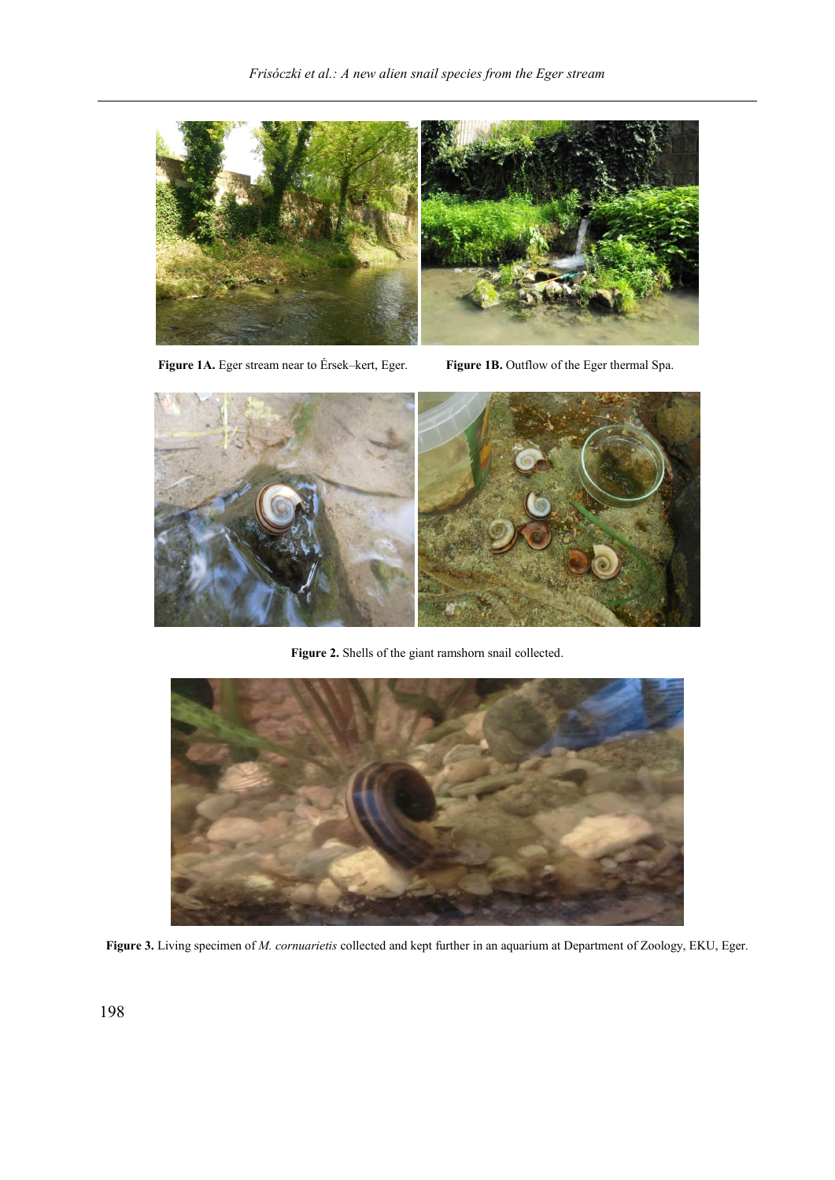**Figure 1A.** Eger stream near to Érsek–kert, Eger.

**Figure 1B.** Outflow of the Eger thermal Spa.

**Figure 2.** Shells of the giant ramshorn snail collected.

**Figure 3.** Living specimen of *M. cornuarietis* collected and kept further in an aquarium at Department of Zoology, EKU, Eger.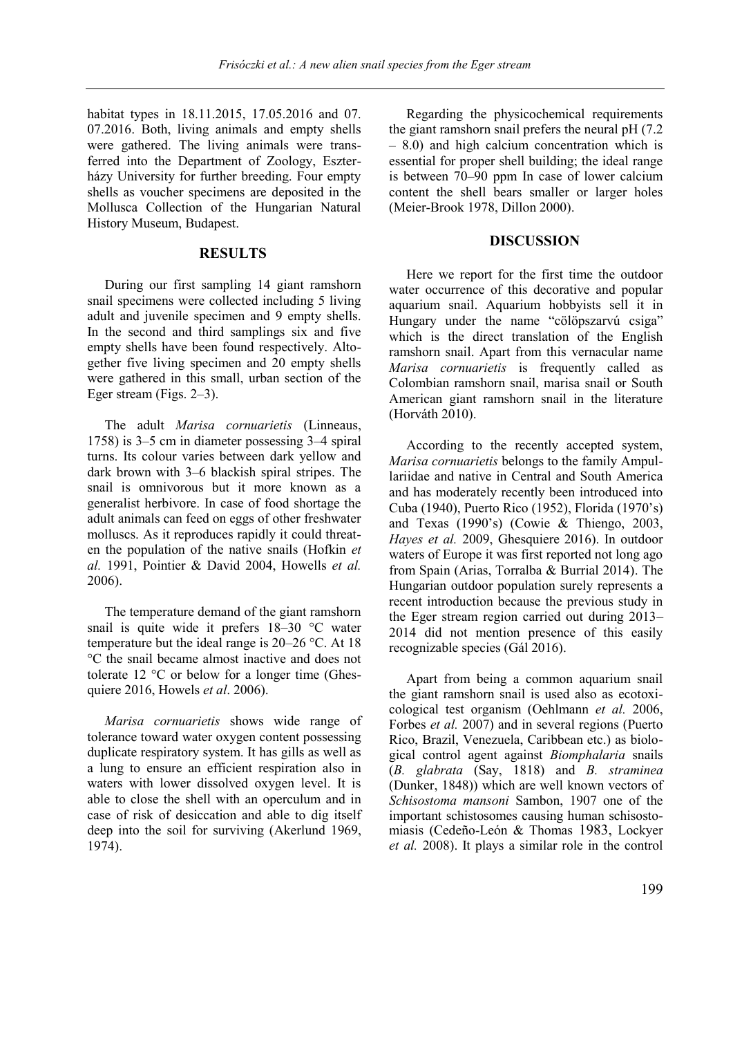habitat types in 18.11.2015, 17.05.2016 and 07. 07.2016. Both, living animals and empty shells were gathered. The living animals were transferred into the Department of Zoology, Eszterházy University for further breeding. Four empty shells as voucher specimens are deposited in the Mollusca Collection of the Hungarian Natural History Museum, Budapest.

## RESULTS

During our first sampling 14 giant ramshorn snail specimens were collected including 5 living adult and juvenile specimen and 9 empty shells. In the second and third samplings six and five empty shells have been found respectively. Altogether five living specimen and 20 empty shells were gathered in this small, urban section of the Eger stream (Figs. 2–3).

The adult *Marisa cornuarietis* (Linneaus, 1758) is 3–5 cm in diameter possessing 3–4 spiral turns. Its colour varies between dark yellow and dark brown with 3–6 blackish spiral stripes. The snail is omnivorous but it more known as a generalist herbivore. In case of food shortage the adult animals can feed on eggs of other freshwater molluscs. As it reproduces rapidly it could threaten the population of the native snails (Hofkin *et al.* 1991, Pointier & David 2004, Howells *et al.* 2006).

The temperature demand of the giant ramshorn snail is quite wide it prefers 18–30 °C water temperature but the ideal range is 20–26 °C. At 18 °C the snail became almost inactive and does not tolerate 12 °C or below for a longer time (Ghesquiere 2016, Howels *et al*. 2006).

*Marisa cornuarietis* shows wide range of tolerance toward water oxygen content possessing duplicate respiratory system. It has gills as well as a lung to ensure an efficient respiration also in waters with lower dissolved oxygen level. It is able to close the shell with an operculum and in case of risk of desiccation and able to dig itself deep into the soil for surviving (Akerlund 1969, 1974).

Regarding the physicochemical requirements the giant ramshorn snail prefers the neural pH (7.2 – 8.0) and high calcium concentration which is essential for proper shell building; the ideal range is between 70–90 ppm In case of lower calcium content the shell bears smaller or larger holes (Meier-Brook 1978, Dillon 2000).

## DISCUSSION

Here we report for the first time the outdoor water occurrence of this decorative and popular aquarium snail. Aquarium hobbyists sell it in Hungary under the name "cölöpszarvú csiga" which is the direct translation of the English ramshorn snail. Apart from this vernacular name *Marisa cornuarietis* is frequently called as Colombian ramshorn snail, marisa snail or South American giant ramshorn snail in the literature (Horváth 2010).

According to the recently accepted system, *Marisa cornuarietis* belongs to the family Ampullariidae and native in Central and South America and has moderately recently been introduced into Cuba (1940), Puerto Rico (1952), Florida (1970's) and Texas (1990's) (Cowie & Thiengo, 2003, *Hayes et al.* 2009, Ghesquiere 2016). In outdoor waters of Europe it was first reported not long ago from Spain (Arias, Torralba & Burrial 2014). The Hungarian outdoor population surely represents a recent introduction because the previous study in the Eger stream region carried out during 2013–2014 did not mention presence of this easily recognizable species (Gál 2016).

Apart from being a common aquarium snail the giant ramshorn snail is used also as ecotoxicological test organism (Oehlmann *et al.* 2006, Forbes *et al.* 2007) and in several regions (Puerto Rico, Brazil, Venezuela, Caribbean etc.) as biological control agent against *Biomphalaria* snails (*B. glabrata* (Say, 1818) and *B. straminea* (Dunker, 1848)) which are well known vectors of *Schisostoma mansoni* Sambon, 1907 one of the important schistosomes causing human schisostomiasis (Cedeño-León & Thomas 1983, Lockyer *et al.* 2008). It plays a similar role in the control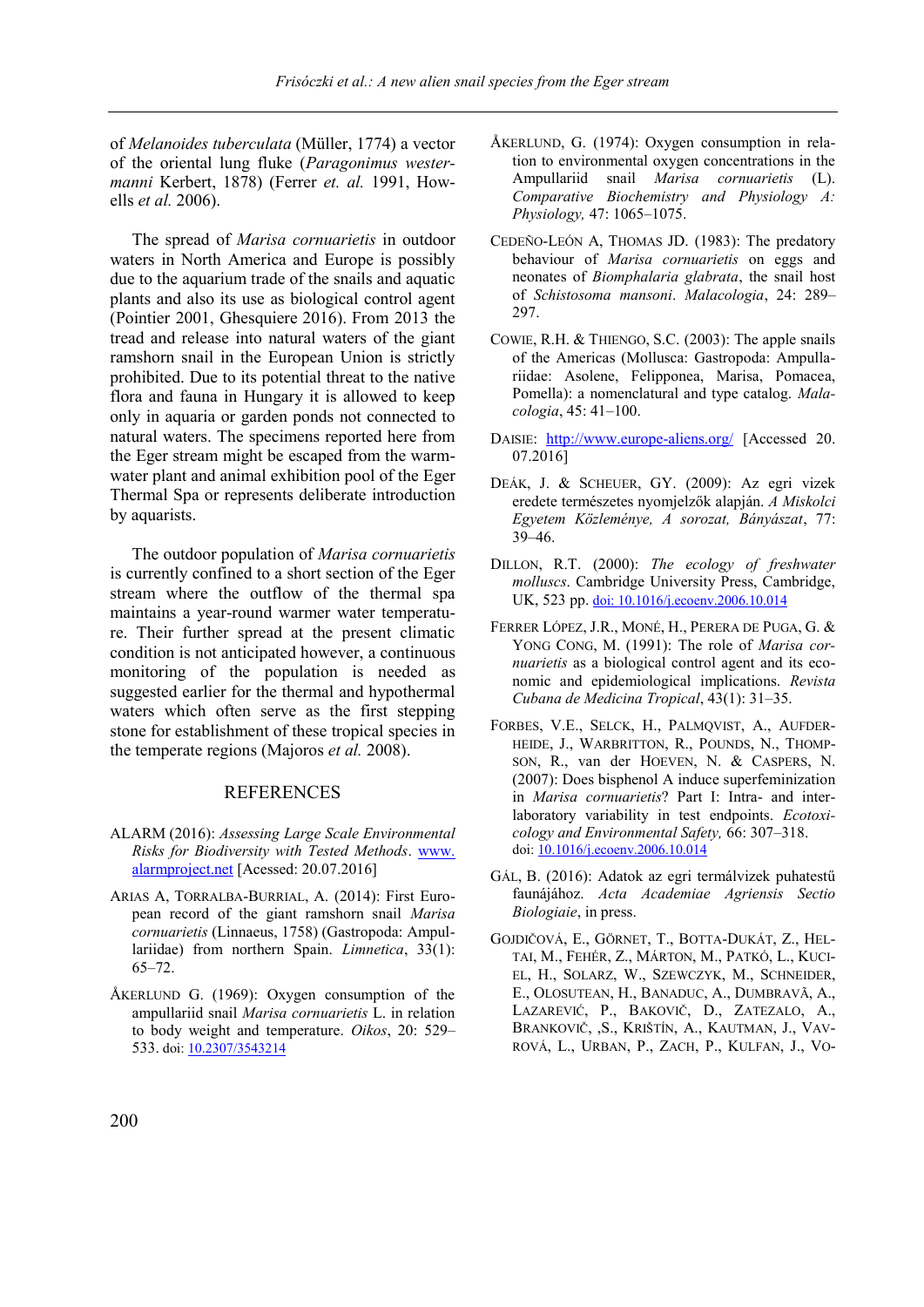of *Melanoides tuberculata* (Müller, 1774) a vector of the oriental lung fluke (*Paragonimus westermanni* Kerbert, 1878) (Ferrer *et. al.* 1991, Howells *et al.* 2006).

The spread of *Marisa cornuarietis* in outdoor waters in North America and Europe is possibly due to the aquarium trade of the snails and aquatic plants and also its use as biological control agent (Pointier 2001, Ghesquiere 2016). From 2013 the tread and release into natural waters of the giant ramshorn snail in the European Union is strictly prohibited. Due to its potential threat to the native flora and fauna in Hungary it is allowed to keep only in aquaria or garden ponds not connected to natural waters. The specimens reported here from the Eger stream might be escaped from the warm-water plant and animal exhibition pool of the Eger Thermal Spa or represents deliberate introduction by aquarists.

The outdoor population of *Marisa cornuarietis* is currently confined to a short section of the Eger stream where the outflow of the thermal spa maintains a year-round warmer water temperature. Their further spread at the present climatic condition is not anticipated however, a continuous monitoring of the population is needed as suggested earlier for the thermal and hypothermal waters which often serve as the first stepping stone for establishment of these tropical species in the temperate regions (Majoros *et al.* 2008).

## REFERENCES

ALARM (2016): *Assessing Large Scale Environmental Risks for Biodiversity with Tested Methods*. www.alarmproject.net [Acessed: 20.07.2016]

ARIAS A, TORRALBA-BURRIAL, A. (2014): First European record of the giant ramshorn snail *Marisa cornuarietis* (Linnaeus, 1758) (Gastropoda: Ampullariidae) from northern Spain. *Limnetica*, 33(1): 65–72.

ÅKERLUND G. (1969): Oxygen consumption of the ampullariid snail *Marisa cornuarietis* L. in relation to body weight and temperature. *Oikos*, 20: 529–533. doi: 10.2307/3543214

ÅKERLUND, G. (1974): Oxygen consumption in relation to environmental oxygen concentrations in the Ampullariid snail *Marisa cornuarietis* (L). *Comparative Biochemistry and Physiology A: Physiology,* 47: 1065–1075.

CEDEÑO-LEÓN A, THOMAS JD. (1983): The predatory behaviour of *Marisa cornuarietis* on eggs and neonates of *Biomphalaria glabrata*, the snail host of *Schistosoma mansoni*. *Malacologia*, 24: 289–297.

COWIE, R.H. & THIENGO, S.C. (2003): The apple snails of the Americas (Mollusca: Gastropoda: Ampullariidae: Asolene, Felipponea, Marisa, Pomacea, Pomella): a nomenclatural and type catalog. *Malacologia*, 45: 41–100.

DAISIE: http://www.europe-aliens.org/ [Accessed 20.07.2016]

DEÁK, J. & SCHEUER, GY. (2009): Az egri vizek eredete természetes nyomjelzők alapján. *A Miskolci Egyetem Közleménye, A sorozat, Bányászat*, 77: 39–46.

DILLON, R.T. (2000): *The ecology of freshwater molluscs*. Cambridge University Press, Cambridge, UK, 523 pp. doi: 10.1016/j.ecoenv.2006.10.014

FERRER LÓPEZ, J.R., MONÉ, H., PERERA DE PUGA, G. & YONG CONG, M. (1991): The role of *Marisa cornuarietis* as a biological control agent and its economic and epidemiological implications. *Revista Cubana de Medicina Tropical*, 43(1): 31–35.

FORBES, V.E., SELCK, H., PALMQVIST, A., AUFDERHEIDE, J., WARBRITTON, R., POUNDS, N., THOMPSON, R., van der HOEVEN, N. & CASPERS, N. (2007): Does bisphenol A induce superfeminization in *Marisa cornuarietis*? Part I: Intra- and inter-laboratory variability in test endpoints. *Ecotoxicology and Environmental Safety,* 66: 307–318. doi: 10.1016/j.ecoenv.2006.10.014

GÁL, B. (2016): Adatok az egri termálvizek puhatestű faunájához. *Acta Academiae Agriensis Sectio Biologiae*, in press.

GOJDIČOVÁ, E., GÖRNET, T., BOTTA-DUKÁT, Z., HELTAI, M., FEHÉR, Z., MÁRTON, M., PATKÓ, L., KUCIEL, H., SOLARZ, W., SZEWCZYK, M., SCHNEIDER, E., OLOSUTEAN, H., BANADUC, A., DUMBRAVĂ, A., LAZAREVIĆ, P., BAKOVIČ, D., ZATEZALO, A., BRANKOVIČ, ,S., KRIŠTÍN, A., KAUTMAN, J., VAVROVÁ, L., URBAN, P., ZACH, P., KULFAN, J., VO-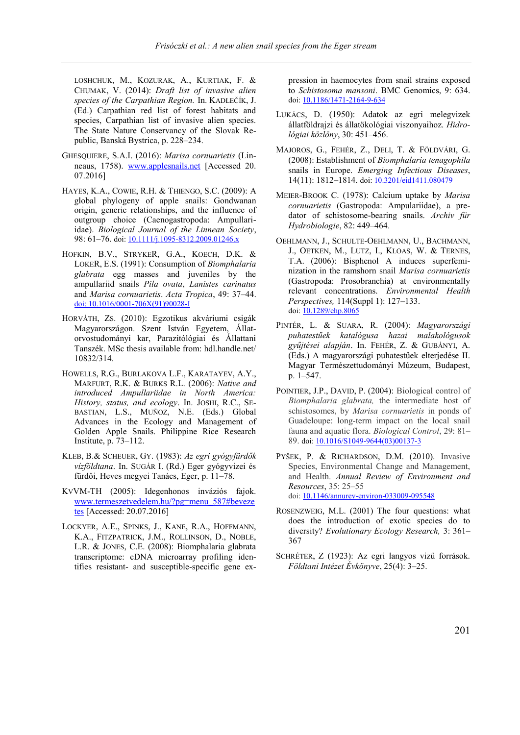LOSHCHUK, M., KOZURAK, A., KURTIAK, F. & CHUMAK, V. (2014): *Draft list of invasive alien species of the Carpathian Region.* In. KADLEČÍK, J. (Ed.) Carpathian red list of forest habitats and species, Carpathian list of invasive alien species. The State Nature Conservancy of the Slovak Republic, Banská Bystrica, p. 228–234.

GHESQUIERE, S.A.I. (2016): *Marisa cornuarietis* (Linneus, 1758). www.applesnails.net [Accessed 20. 07.2016]

HAYES, K.A., COWIE, R.H. & THIENGO, S.C. (2009): A global phylogeny of apple snails: Gondwanan origin, generic relationships, and the influence of outgroup choice (Caenogastropoda: Ampullariidae). *Biological Journal of the Linnean Society*, 98: 61–76. doi: 10.1111/j.1095-8312.2009.01246.x

HOFKIN, B.V., STRYKER, G.A., KOECH, D.K. & LOKER, E.S. (1991): Consumption of *Biomphalaria glabrata* egg masses and juveniles by the ampullariid snails *Pila ovata*, *Lanistes carinatus* and *Marisa cornuarietis*. *Acta Tropica*, 49: 37–44. doi: 10.1016/0001-706X(91)90028-I

HORVÁTH, ZS. (2010): Egzotikus akváriumi csigák Magyarországon. Szent István Egyetem, Állatorvostudományi kar, Parazitológiai és Állattani Tanszék. MSc thesis available from: hdl.handle.net/10832/314.

HOWELLS, R.G., BURLAKOVA L.F., KARATAYEV, A.Y., MARFURT, R.K. & BURKS R.L. (2006): *Native and introduced Ampullariidae in North America: History, status, and ecology*. In. JOSHI, R.C., SEBASTIAN, L.S., MUÑOZ, N.E. (Eds.) Global Advances in the Ecology and Management of Golden Apple Snails. Philippine Rice Research Institute, p. 73–112.

KLEB, B.& SCHEUER, GY. (1983): *Az egri gyógyfürdők vízföldtana*. In. SUGÁR I. (Rd.) Eger gyógyvizei és fürdői, Heves megyei Tanács, Eger, p. 11–78.

KVVM-TH (2005): Idegenhonos inváziós fajok. www.termeszetvedelem.hu/?pg=menu_587#bevezetes [Accessed: 20.07.2016]

LOCKYER, A.E., SPINKS, J., KANE, R.A., HOFFMANN, K.A., FITZPATRICK, J.M., ROLLINSON, D., NOBLE, L.R. & JONES, C.E. (2008): Biomphalaria glabrata transcriptome: cDNA microarray profiling identifies resistant- and susceptible-specific gene expression in haemocytes from snail strains exposed to *Schistosoma mansoni*. BMC Genomics, 9: 634. doi: 10.1186/1471-2164-9-634

LUKÁCS, D. (1950): Adatok az egri melegvizek állatföldrajzi és állatökológiai viszonyaihoz. *Hidrológiai közlöny*, 30: 451–456.

MAJOROS, G., FEHÉR, Z., DELI, T. & FÖLDVÁRI, G. (2008): Establishment of *Biomphalaria tenagophila* snails in Europe. *Emerging Infectious Diseases*, 14(11): 1812–1814. doi: 10.3201/eid1411.080479

MEIER-BROOK C. (1978): Calcium uptake by *Marisa cornuarietis* (Gastropoda: Ampulariidae), a predator of schistosome-bearing snails. *Archiv für Hydrobiologie*, 82: 449–464.

OEHLMANN, J., SCHULTE-OEHLMANN, U., BACHMANN, J., OETKEN, M., LUTZ, I., KLOAS, W. & TERNES, T.A. (2006): Bisphenol A induces superfeminization in the ramshorn snail *Marisa cornuarietis* (Gastropoda: Prosobranchia) at environmentally relevant concentrations. *Environmental Health Perspectives,* 114(Suppl 1): 127–133. doi: 10.1289/ehp.8065

PINTÉR, L. & SUARA, R. (2004): *Magyarországi puhatestűek katalógusa hazai malakológusok gyűjtései alapján*. In. FEHÉR, Z. & GUBÁNYI, A. (Eds.) A magyarországi puhatestűek elterjedése II. Magyar Természettudományi Múzeum, Budapest, p. 1–547.

POINTIER, J.P., DAVID, P. (2004): Biological control of *Biomphalaria glabrata,* the intermediate host of schistosomes, by *Marisa cornuarietis* in ponds of Guadeloupe: long-term impact on the local snail fauna and aquatic flora. *Biological Control*, 29: 81–89. doi: 10.1016/S1049-9644(03)00137-3

PYŠEK, P. & RICHARDSON, D.M. (2010). Invasive Species, Environmental Change and Management, and Health. *Annual Review of Environment and Resources*, 35: 25–55 doi: 10.1146/annurev-environ-033009-095548

ROSENZWEIG, M.L. (2001) The four questions: what does the introduction of exotic species do to diversity? *Evolutionary Ecology Research,* 3: 361–367

SCHRÉTER, Z (1923): Az egri langyos vizű források. *Földtani Intézet Évkönyve*, 25(4): 3–25.